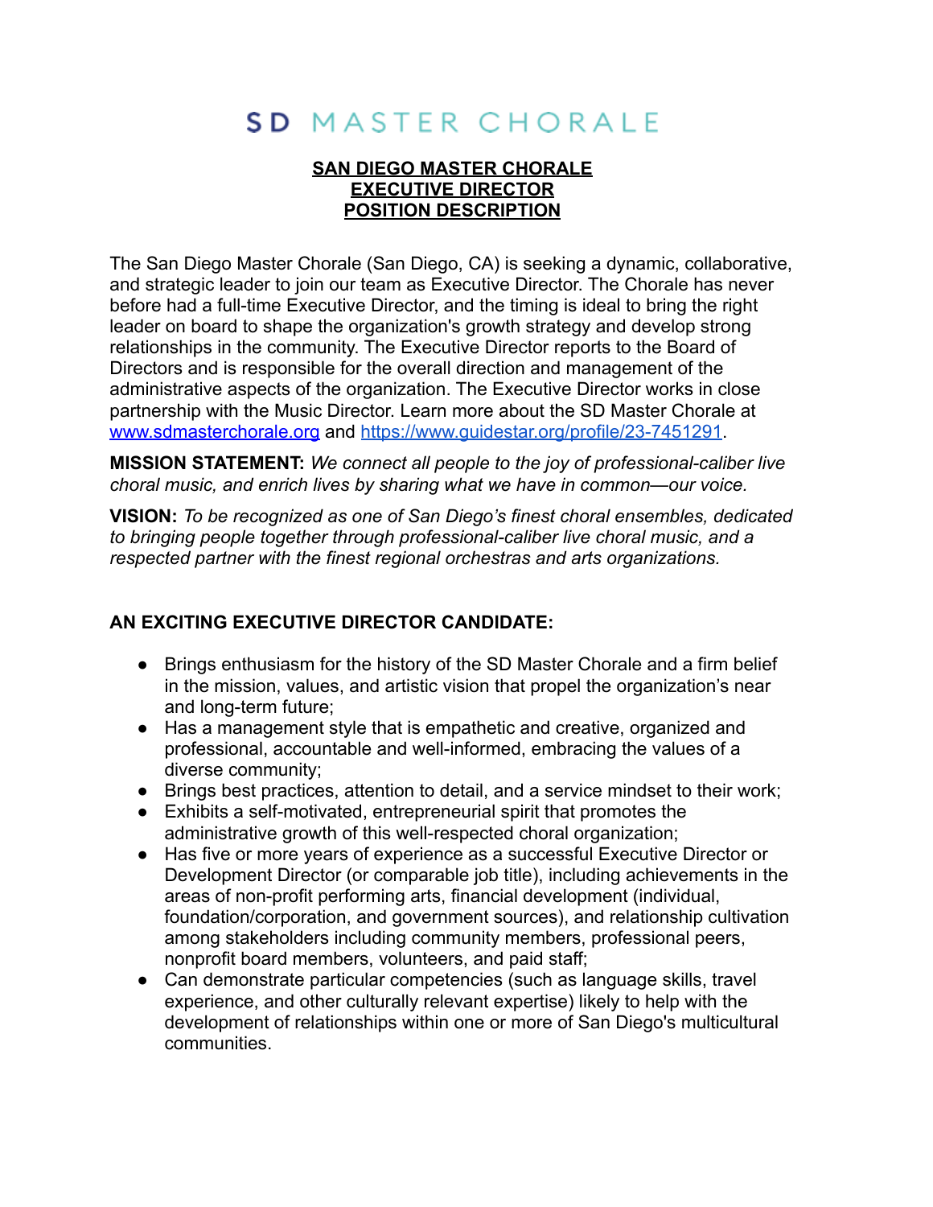# SD MASTER CHORALE

**SAN DIEGO MASTER CHORALE**
**EXECUTIVE DIRECTOR**
**POSITION DESCRIPTION**

The San Diego Master Chorale (San Diego, CA) is seeking a dynamic, collaborative, and strategic leader to join our team as Executive Director. The Chorale has never before had a full-time Executive Director, and the timing is ideal to bring the right leader on board to shape the organization's growth strategy and develop strong relationships in the community. The Executive Director reports to the Board of Directors and is responsible for the overall direction and management of the administrative aspects of the organization. The Executive Director works in close partnership with the Music Director. Learn more about the SD Master Chorale at [www.sdmasterchorale.org](http://www.sdmasterchorale.org) and [https://www.guidestar.org/profile/23-7451291](https://www.guidestar.org/profile/23-7451291).

**MISSION STATEMENT:** *We connect all people to the joy of professional-caliber live choral music, and enrich lives by sharing what we have in common—our voice.*

**VISION:** *To be recognized as one of San Diego's finest choral ensembles, dedicated to bringing people together through professional-caliber live choral music, and a respected partner with the finest regional orchestras and arts organizations.*

## AN EXCITING EXECUTIVE DIRECTOR CANDIDATE:

- Brings enthusiasm for the history of the SD Master Chorale and a firm belief in the mission, values, and artistic vision that propel the organization's near and long-term future;
- Has a management style that is empathetic and creative, organized and professional, accountable and well-informed, embracing the values of a diverse community;
- Brings best practices, attention to detail, and a service mindset to their work;
- Exhibits a self-motivated, entrepreneurial spirit that promotes the administrative growth of this well-respected choral organization;
- Has five or more years of experience as a successful Executive Director or Development Director (or comparable job title), including achievements in the areas of non-profit performing arts, financial development (individual, foundation/corporation, and government sources), and relationship cultivation among stakeholders including community members, professional peers, nonprofit board members, volunteers, and paid staff;
- Can demonstrate particular competencies (such as language skills, travel experience, and other culturally relevant expertise) likely to help with the development of relationships within one or more of San Diego's multicultural communities.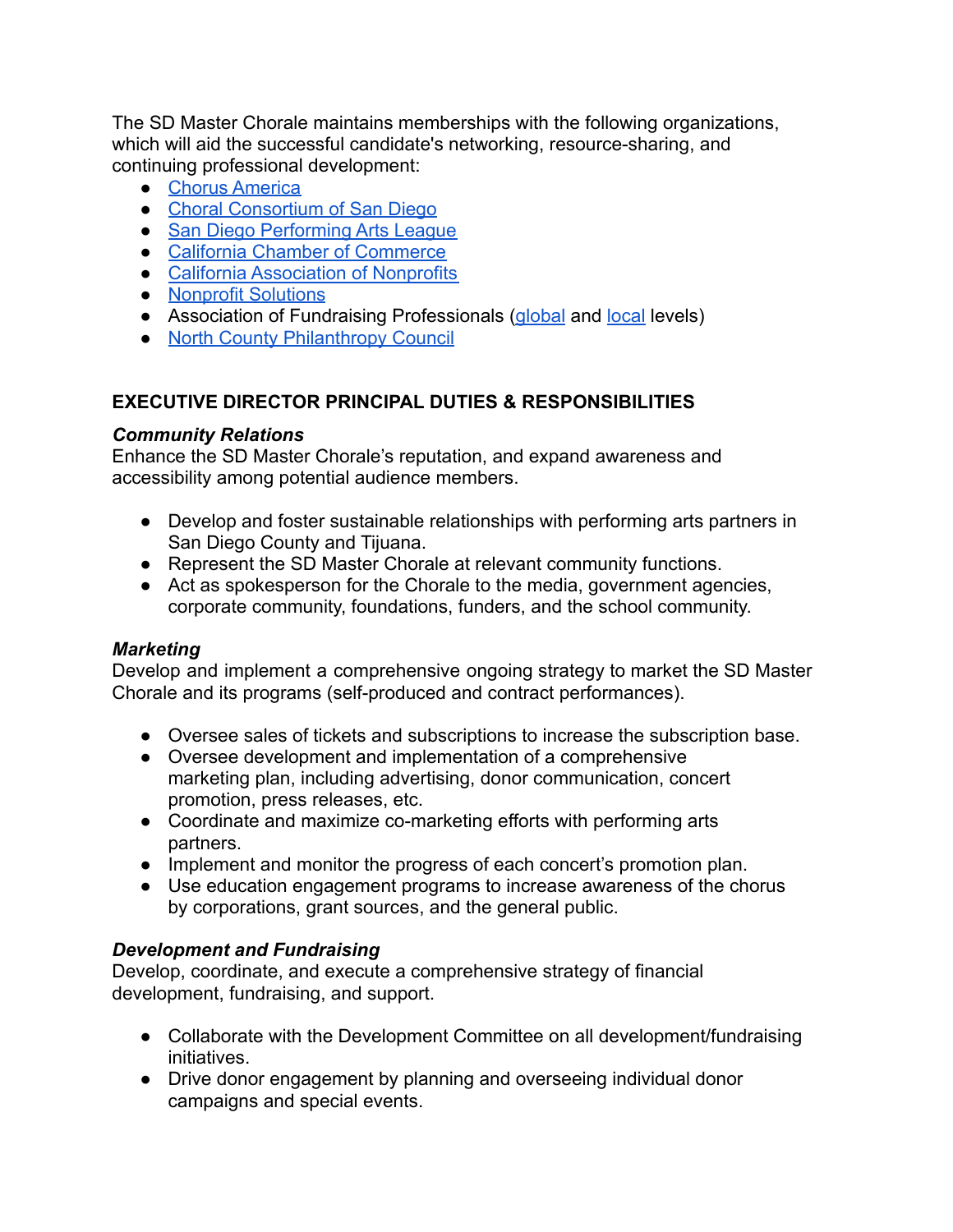The SD Master Chorale maintains memberships with the following organizations, which will aid the successful candidate's networking, resource-sharing, and continuing professional development:

- Chorus America
- Choral Consortium of San Diego
- San Diego Performing Arts League
- California Chamber of Commerce
- California Association of Nonprofits
- Nonprofit Solutions
- Association of Fundraising Professionals (global and local levels)
- North County Philanthropy Council

## EXECUTIVE DIRECTOR PRINCIPAL DUTIES & RESPONSIBILITIES

### *Community Relations*

Enhance the SD Master Chorale's reputation, and expand awareness and accessibility among potential audience members.

- Develop and foster sustainable relationships with performing arts partners in San Diego County and Tijuana.
- Represent the SD Master Chorale at relevant community functions.
- Act as spokesperson for the Chorale to the media, government agencies, corporate community, foundations, funders, and the school community.

### *Marketing*

Develop and implement a comprehensive ongoing strategy to market the SD Master Chorale and its programs (self-produced and contract performances).

- Oversee sales of tickets and subscriptions to increase the subscription base.
- Oversee development and implementation of a comprehensive marketing plan, including advertising, donor communication, concert promotion, press releases, etc.
- Coordinate and maximize co-marketing efforts with performing arts partners.
- Implement and monitor the progress of each concert's promotion plan.
- Use education engagement programs to increase awareness of the chorus by corporations, grant sources, and the general public.

### *Development and Fundraising*

Develop, coordinate, and execute a comprehensive strategy of financial development, fundraising, and support.

- Collaborate with the Development Committee on all development/fundraising initiatives.
- Drive donor engagement by planning and overseeing individual donor campaigns and special events.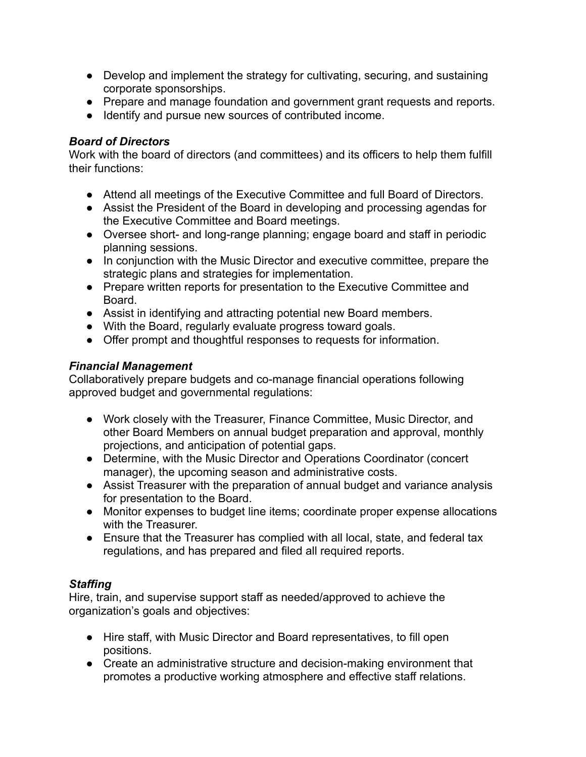- Develop and implement the strategy for cultivating, securing, and sustaining corporate sponsorships.
- Prepare and manage foundation and government grant requests and reports.
- Identify and pursue new sources of contributed income.

***Board of Directors***
Work with the board of directors (and committees) and its officers to help them fulfill their functions:

- Attend all meetings of the Executive Committee and full Board of Directors.
- Assist the President of the Board in developing and processing agendas for the Executive Committee and Board meetings.
- Oversee short- and long-range planning; engage board and staff in periodic planning sessions.
- In conjunction with the Music Director and executive committee, prepare the strategic plans and strategies for implementation.
- Prepare written reports for presentation to the Executive Committee and Board.
- Assist in identifying and attracting potential new Board members.
- With the Board, regularly evaluate progress toward goals.
- Offer prompt and thoughtful responses to requests for information.

***Financial Management***
Collaboratively prepare budgets and co-manage financial operations following approved budget and governmental regulations:

- Work closely with the Treasurer, Finance Committee, Music Director, and other Board Members on annual budget preparation and approval, monthly projections, and anticipation of potential gaps.
- Determine, with the Music Director and Operations Coordinator (concert manager), the upcoming season and administrative costs.
- Assist Treasurer with the preparation of annual budget and variance analysis for presentation to the Board.
- Monitor expenses to budget line items; coordinate proper expense allocations with the Treasurer.
- Ensure that the Treasurer has complied with all local, state, and federal tax regulations, and has prepared and filed all required reports.

***Staffing***
Hire, train, and supervise support staff as needed/approved to achieve the organization's goals and objectives:

- Hire staff, with Music Director and Board representatives, to fill open positions.
- Create an administrative structure and decision-making environment that promotes a productive working atmosphere and effective staff relations.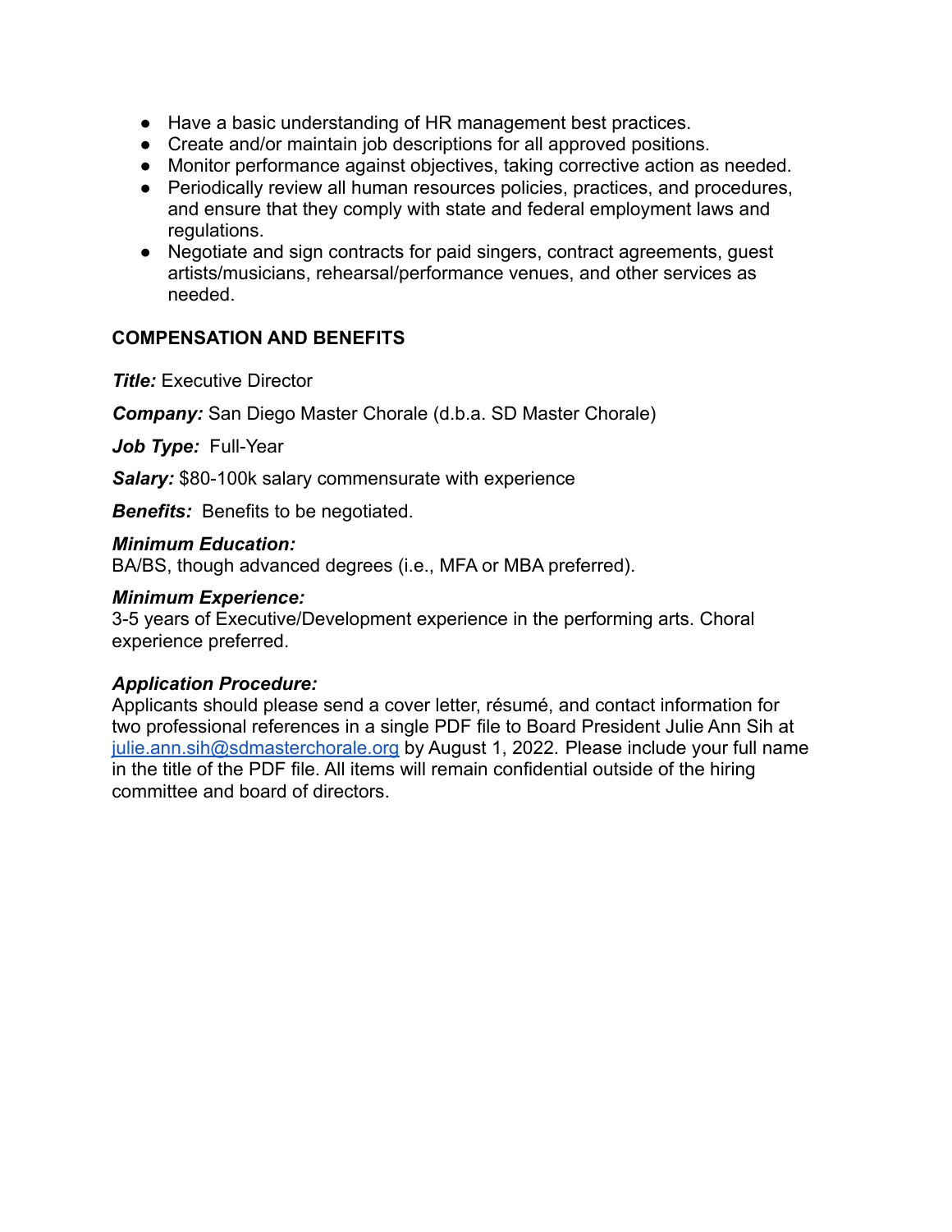- Have a basic understanding of HR management best practices.
- Create and/or maintain job descriptions for all approved positions.
- Monitor performance against objectives, taking corrective action as needed.
- Periodically review all human resources policies, practices, and procedures, and ensure that they comply with state and federal employment laws and regulations.
- Negotiate and sign contracts for paid singers, contract agreements, guest artists/musicians, rehearsal/performance venues, and other services as needed.

**COMPENSATION AND BENEFITS**

***Title:*** Executive Director

***Company:*** San Diego Master Chorale (d.b.a. SD Master Chorale)

***Job Type:*** Full-Year

***Salary:*** $80-100k salary commensurate with experience

***Benefits:*** Benefits to be negotiated.

***Minimum Education:***
BA/BS, though advanced degrees (i.e., MFA or MBA preferred).

***Minimum Experience:***
3-5 years of Executive/Development experience in the performing arts. Choral experience preferred.

***Application Procedure:***
Applicants should please send a cover letter, résumé, and contact information for two professional references in a single PDF file to Board President Julie Ann Sih at julie.ann.sih@sdmasterchorale.org by August 1, 2022. Please include your full name in the title of the PDF file. All items will remain confidential outside of the hiring committee and board of directors.